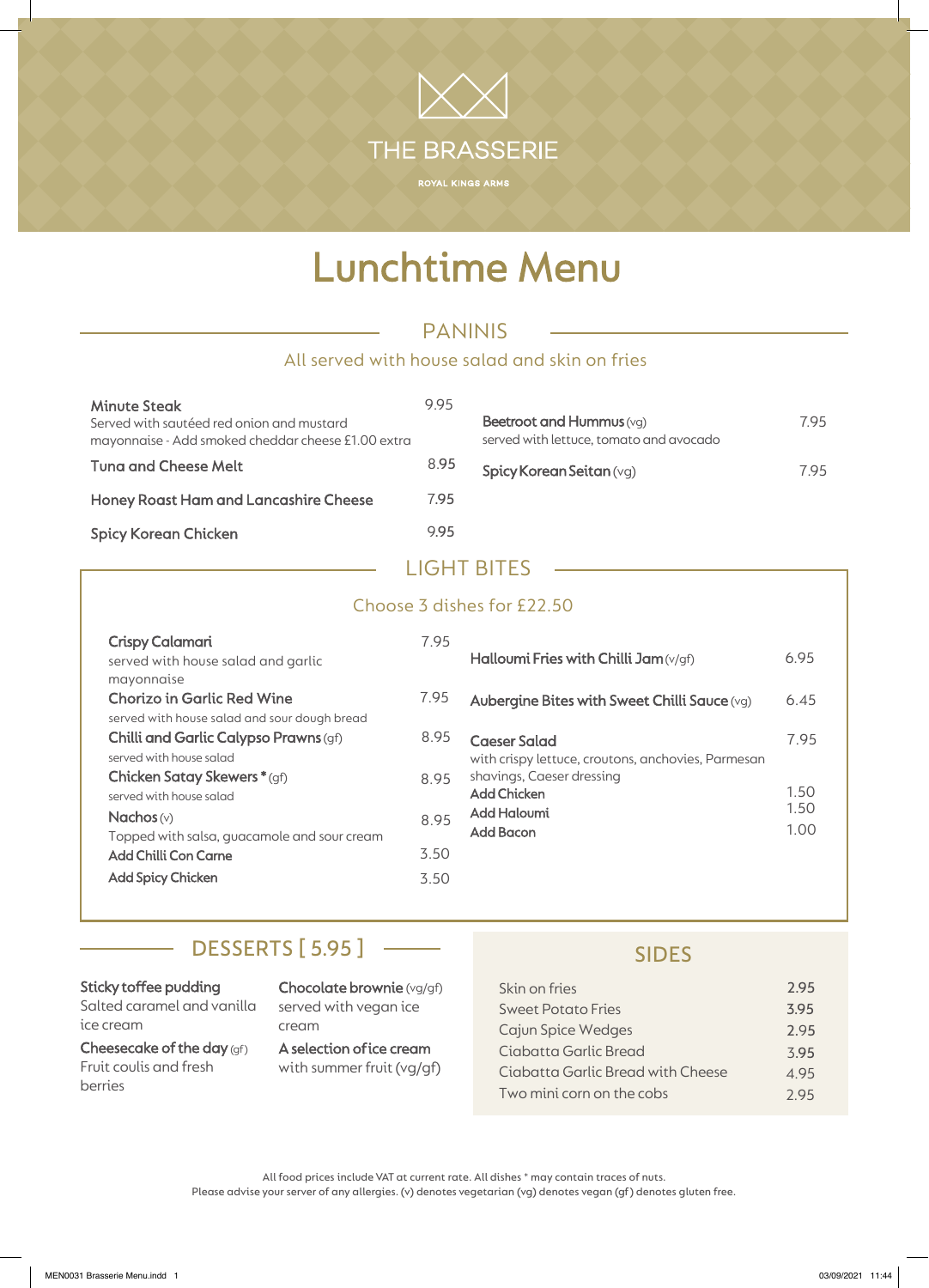# THE BRASSERIE

ROYAL KINGS ARMS

# Lunchtime Menu

## PANINIS

All served with house salad and skin on fries

**Minute Steak** 9.95
Served with sautéed red onion and mustard mayonnaise - Add smoked cheddar cheese £1.00 extra

**Tuna and Cheese Melt** 8.95

**Honey Roast Ham and Lancashire Cheese** 7.95

**Spicy Korean Chicken** 9.95

**Beetroot and Hummus** (vg) 7.95
served with lettuce, tomato and avocado

**Spicy Korean Seitan** (vg) 7.95

## LIGHT BITES

Choose 3 dishes for £22.50

**Crispy Calamari** 7.95
served with house salad and garlic mayonnaise

**Chorizo in Garlic Red Wine** 7.95
served with house salad and sour dough bread

**Chilli and Garlic Calypso Prawns** (gf) 8.95
served with house salad

**Chicken Satay Skewers** * (gf) 8.95
served with house salad

**Nachos** (v) 8.95
Topped with salsa, guacamole and sour cream

**Add Chilli Con Carne** 3.50

**Add Spicy Chicken** 3.50

**Halloumi Fries with Chilli Jam** (v/gf) 6.95

**Aubergine Bites with Sweet Chilli Sauce** (vg) 6.45

**Caeser Salad** 7.95
with crispy lettuce, croutons, anchovies, Parmesan shavings, Caeser dressing

**Add Chicken** 1.50

**Add Haloumi** 1.50

**Add Bacon** 1.00

## DESSERTS [ 5.95 ]

**Sticky toffee pudding**
Salted caramel and vanilla ice cream

**Cheesecake of the day** (gf)
Fruit coulis and fresh berries

**Chocolate brownie** (vg/gf)
served with vegan ice cream

**A selection of ice cream**
with summer fruit (vg/gf)

## SIDES

| Item | Price |
|---|---|
| Skin on fries | 2.95 |
| Sweet Potato Fries | 3.95 |
| Cajun Spice Wedges | 2.95 |
| Ciabatta Garlic Bread | 3.95 |
| Ciabatta Garlic Bread with Cheese | 4.95 |
| Two mini corn on the cobs | 2.95 |

All food prices include VAT at current rate. All dishes * may contain traces of nuts.
Please advise your server of any allergies. (v) denotes vegetarian (vg) denotes vegan (gf) denotes gluten free.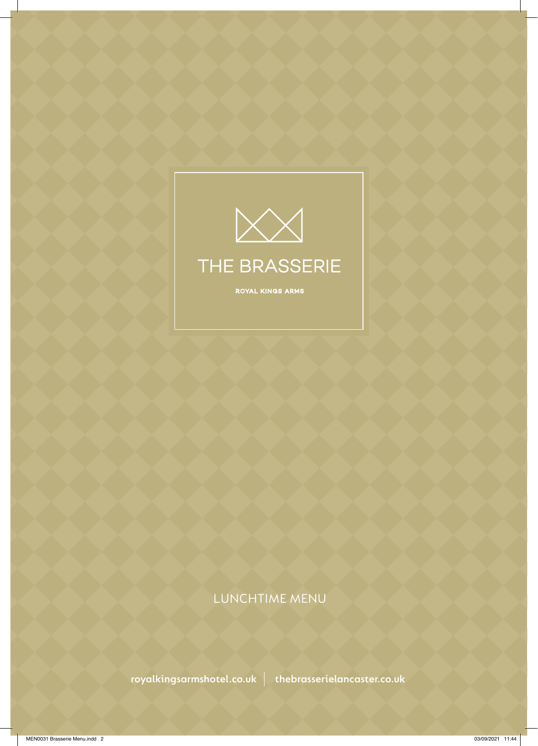# THE BRASSERIE

ROYAL KINGS ARMS

LUNCHTIME MENU

royalkingsarmshotel.co.uk | thebrasserielancaster.co.uk